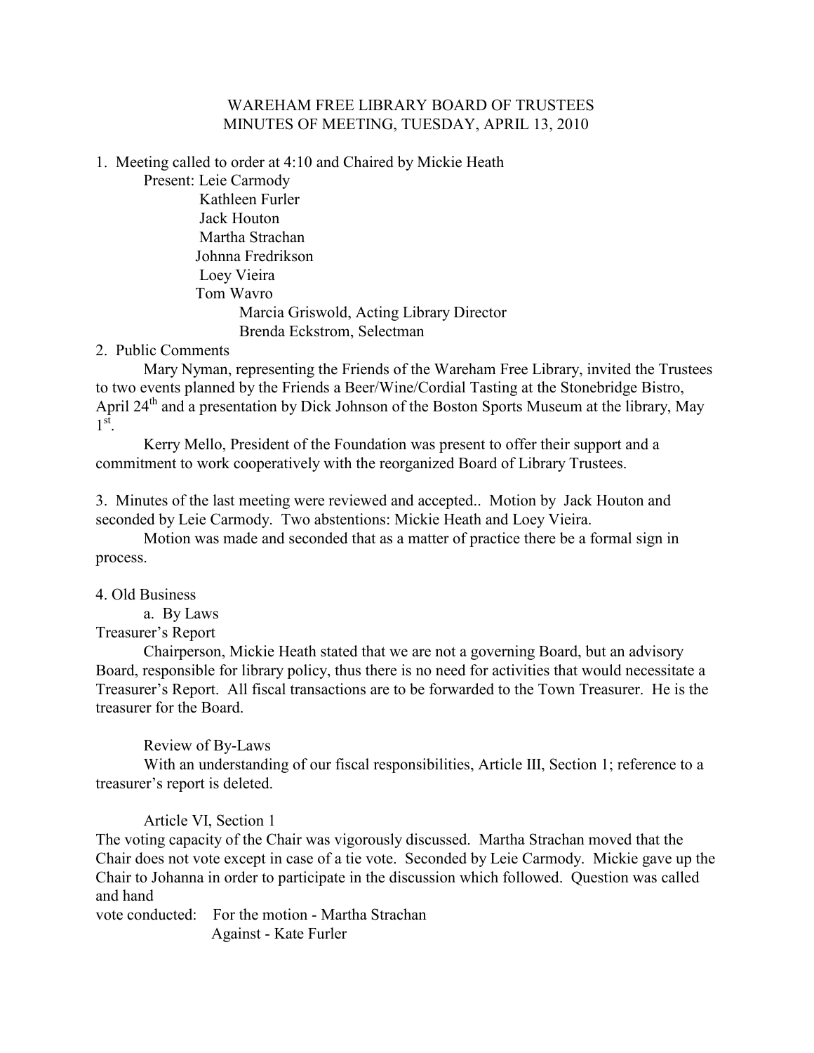# WAREHAM FREE LIBRARY BOARD OF TRUSTEES
## MINUTES OF MEETING, TUESDAY, APRIL 13, 2010

1. Meeting called to order at 4:10 and Chaired by Mickie Heath

   Present: Leie Carmody
   Kathleen Furler
   Jack Houton
   Martha Strachan
   Johnna Fredrikson
   Loey Vieira
   Tom Wavro
   Marcia Griswold, Acting Library Director
   Brenda Eckstrom, Selectman

2. Public Comments

   Mary Nyman, representing the Friends of the Wareham Free Library, invited the Trustees to two events planned by the Friends a Beer/Wine/Cordial Tasting at the Stonebridge Bistro, April 24th and a presentation by Dick Johnson of the Boston Sports Museum at the library, May 1st.

   Kerry Mello, President of the Foundation was present to offer their support and a commitment to work cooperatively with the reorganized Board of Library Trustees.

3. Minutes of the last meeting were reviewed and accepted.. Motion by Jack Houton and seconded by Leie Carmody. Two abstentions: Mickie Heath and Loey Vieira.

   Motion was made and seconded that as a matter of practice there be a formal sign in process.

4. Old Business

   a. By Laws

Treasurer's Report

Chairperson, Mickie Heath stated that we are not a governing Board, but an advisory Board, responsible for library policy, thus there is no need for activities that would necessitate a Treasurer's Report. All fiscal transactions are to be forwarded to the Town Treasurer. He is the treasurer for the Board.

Review of By-Laws

With an understanding of our fiscal responsibilities, Article III, Section 1; reference to a treasurer's report is deleted.

Article VI, Section 1

The voting capacity of the Chair was vigorously discussed. Martha Strachan moved that the Chair does not vote except in case of a tie vote. Seconded by Leie Carmody. Mickie gave up the Chair to Johanna in order to participate in the discussion which followed. Question was called and hand

vote conducted: For the motion - Martha Strachan
Against - Kate Furler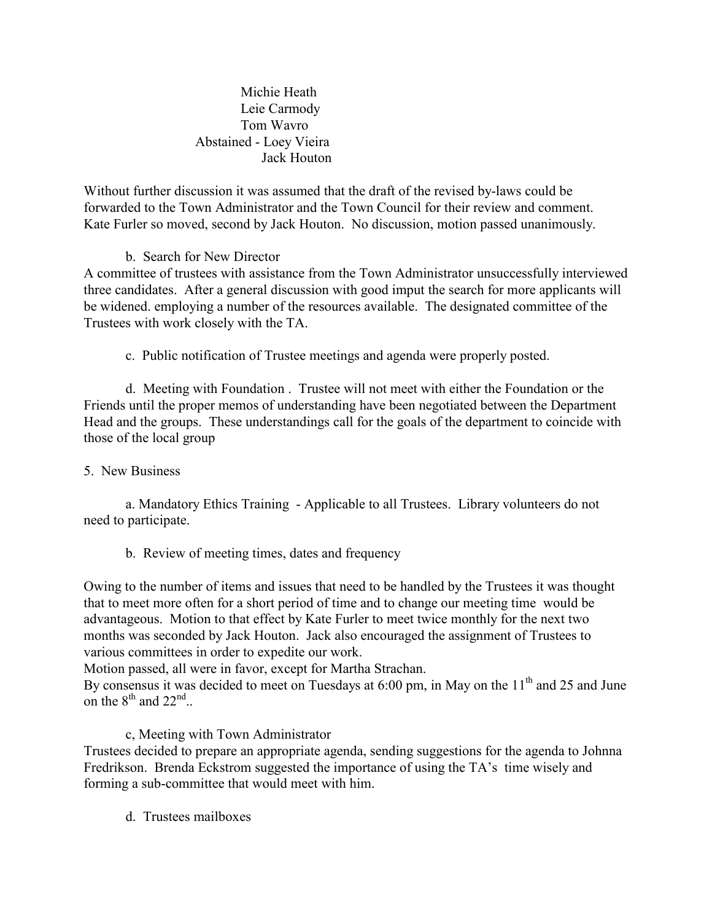Michie Heath
Leie Carmody
Tom Wavro
Abstained - Loey Vieira
Jack Houton

Without further discussion it was assumed that the draft of the revised by-laws could be forwarded to the Town Administrator and the Town Council for their review and comment. Kate Furler so moved, second by Jack Houton. No discussion, motion passed unanimously.

b. Search for New Director

A committee of trustees with assistance from the Town Administrator unsuccessfully interviewed three candidates. After a general discussion with good imput the search for more applicants will be widened. employing a number of the resources available. The designated committee of the Trustees with work closely with the TA.

c. Public notification of Trustee meetings and agenda were properly posted.

d. Meeting with Foundation . Trustee will not meet with either the Foundation or the Friends until the proper memos of understanding have been negotiated between the Department Head and the groups. These understandings call for the goals of the department to coincide with those of the local group

5. New Business

a. Mandatory Ethics Training - Applicable to all Trustees. Library volunteers do not need to participate.

b. Review of meeting times, dates and frequency

Owing to the number of items and issues that need to be handled by the Trustees it was thought that to meet more often for a short period of time and to change our meeting time would be advantageous. Motion to that effect by Kate Furler to meet twice monthly for the next two months was seconded by Jack Houton. Jack also encouraged the assignment of Trustees to various committees in order to expedite our work.
Motion passed, all were in favor, except for Martha Strachan.
By consensus it was decided to meet on Tuesdays at 6:00 pm, in May on the 11th and 25 and June on the 8th and 22nd..

c, Meeting with Town Administrator

Trustees decided to prepare an appropriate agenda, sending suggestions for the agenda to Johnna Fredrikson. Brenda Eckstrom suggested the importance of using the TA's time wisely and forming a sub-committee that would meet with him.

d. Trustees mailboxes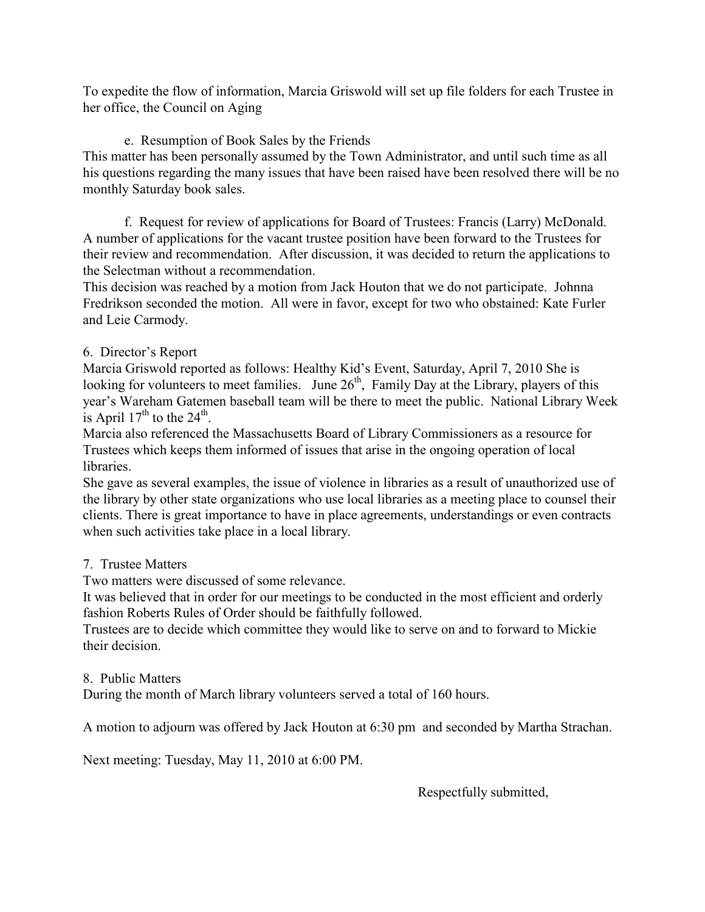To expedite the flow of information, Marcia Griswold will set up file folders for each Trustee in her office, the Council on Aging

e. Resumption of Book Sales by the Friends

This matter has been personally assumed by the Town Administrator, and until such time as all his questions regarding the many issues that have been raised have been resolved there will be no monthly Saturday book sales.

f. Request for review of applications for Board of Trustees: Francis (Larry) McDonald.

A number of applications for the vacant trustee position have been forward to the Trustees for their review and recommendation. After discussion, it was decided to return the applications to the Selectman without a recommendation.

This decision was reached by a motion from Jack Houton that we do not participate. Johnna Fredrikson seconded the motion. All were in favor, except for two who obstained: Kate Furler and Leie Carmody.

6. Director's Report

Marcia Griswold reported as follows: Healthy Kid's Event, Saturday, April 7, 2010 She is looking for volunteers to meet families. June 26th, Family Day at the Library, players of this year's Wareham Gatemen baseball team will be there to meet the public. National Library Week is April 17th to the 24th.

Marcia also referenced the Massachusetts Board of Library Commissioners as a resource for Trustees which keeps them informed of issues that arise in the ongoing operation of local libraries.

She gave as several examples, the issue of violence in libraries as a result of unauthorized use of the library by other state organizations who use local libraries as a meeting place to counsel their clients. There is great importance to have in place agreements, understandings or even contracts when such activities take place in a local library.

7. Trustee Matters

Two matters were discussed of some relevance.

It was believed that in order for our meetings to be conducted in the most efficient and orderly fashion Roberts Rules of Order should be faithfully followed.

Trustees are to decide which committee they would like to serve on and to forward to Mickie their decision.

8. Public Matters

During the month of March library volunteers served a total of 160 hours.

A motion to adjourn was offered by Jack Houton at 6:30 pm and seconded by Martha Strachan.

Next meeting: Tuesday, May 11, 2010 at 6:00 PM.

Respectfully submitted,